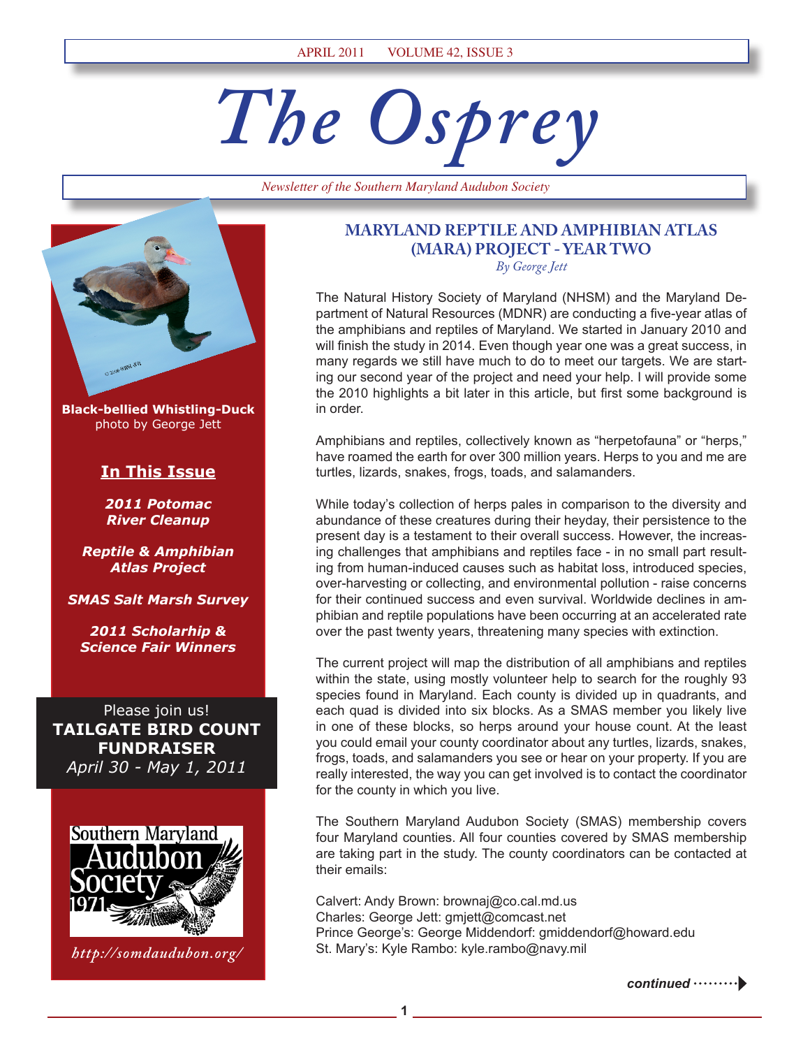# The Osprey

*Newsletter of the Southern Maryland Audubon Society*

**Black-bellied Whistling-Duck**
photo by George Jett

## In This Issue

***2011 Potomac River Cleanup***

***Reptile & Amphibian Atlas Project***

***SMAS Salt Marsh Survey***

***2011 Scholarhip & Science Fair Winners***

Please join us!
**TAILGATE BIRD COUNT FUNDRAISER**
*April 30 - May 1, 2011*

Southern Maryland Audubon Society 1971

*http://somdaudubon.org/*

## MARYLAND REPTILE AND AMPHIBIAN ATLAS (MARA) PROJECT - YEAR TWO

*By George Jett*

The Natural History Society of Maryland (NHSM) and the Maryland Department of Natural Resources (MDNR) are conducting a five-year atlas of the amphibians and reptiles of Maryland. We started in January 2010 and will finish the study in 2014. Even though year one was a great success, in many regards we still have much to do to meet our targets. We are starting our second year of the project and need your help. I will provide some the 2010 highlights a bit later in this article, but first some background is in order.

Amphibians and reptiles, collectively known as "herpetofauna" or "herps," have roamed the earth for over 300 million years. Herps to you and me are turtles, lizards, snakes, frogs, toads, and salamanders.

While today's collection of herps pales in comparison to the diversity and abundance of these creatures during their heyday, their persistence to the present day is a testament to their overall success. However, the increasing challenges that amphibians and reptiles face - in no small part resulting from human-induced causes such as habitat loss, introduced species, over-harvesting or collecting, and environmental pollution - raise concerns for their continued success and even survival. Worldwide declines in amphibian and reptile populations have been occurring at an accelerated rate over the past twenty years, threatening many species with extinction.

The current project will map the distribution of all amphibians and reptiles within the state, using mostly volunteer help to search for the roughly 93 species found in Maryland. Each county is divided up in quadrants, and each quad is divided into six blocks. As a SMAS member you likely live in one of these blocks, so herps around your house count. At the least you could email your county coordinator about any turtles, lizards, snakes, frogs, toads, and salamanders you see or hear on your property. If you are really interested, the way you can get involved is to contact the coordinator for the county in which you live.

The Southern Maryland Audubon Society (SMAS) membership covers four Maryland counties. All four counties covered by SMAS membership are taking part in the study. The county coordinators can be contacted at their emails:

Calvert: Andy Brown: brownaj@co.cal.md.us
Charles: George Jett: gmjett@comcast.net
Prince George's: George Middendorf: gmiddendorf@howard.edu
St. Mary's: Kyle Rambo: kyle.rambo@navy.mil

***continued***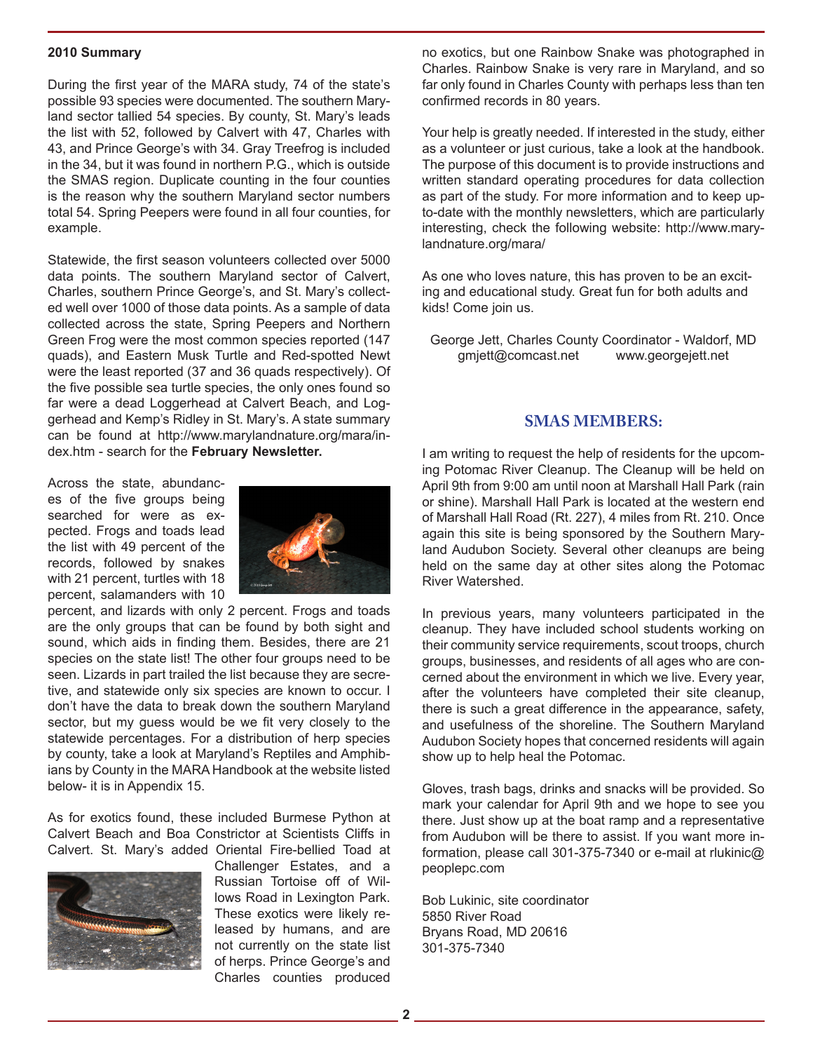**2010 Summary**

During the first year of the MARA study, 74 of the state's possible 93 species were documented. The southern Maryland sector tallied 54 species. By county, St. Mary's leads the list with 52, followed by Calvert with 47, Charles with 43, and Prince George's with 34. Gray Treefrog is included in the 34, but it was found in northern P.G., which is outside the SMAS region. Duplicate counting in the four counties is the reason why the southern Maryland sector numbers total 54. Spring Peepers were found in all four counties, for example.

Statewide, the first season volunteers collected over 5000 data points. The southern Maryland sector of Calvert, Charles, southern Prince George's, and St. Mary's collected well over 1000 of those data points. As a sample of data collected across the state, Spring Peepers and Northern Green Frog were the most common species reported (147 quads), and Eastern Musk Turtle and Red-spotted Newt were the least reported (37 and 36 quads respectively). Of the five possible sea turtle species, the only ones found so far were a dead Loggerhead at Calvert Beach, and Loggerhead and Kemp's Ridley in St. Mary's. A state summary can be found at http://www.marylandnature.org/mara/index.htm - search for the **February Newsletter.**

Across the state, abundances of the five groups being searched for were as expected. Frogs and toads lead the list with 49 percent of the records, followed by snakes with 21 percent, turtles with 18 percent, salamanders with 10 percent, and lizards with only 2 percent. Frogs and toads are the only groups that can be found by both sight and sound, which aids in finding them. Besides, there are 21 species on the state list! The other four groups need to be seen. Lizards in part trailed the list because they are secretive, and statewide only six species are known to occur. I don't have the data to break down the southern Maryland sector, but my guess would be we fit very closely to the statewide percentages. For a distribution of herp species by county, take a look at Maryland's Reptiles and Amphibians by County in the MARA Handbook at the website listed below- it is in Appendix 15.

As for exotics found, these included Burmese Python at Calvert Beach and Boa Constrictor at Scientists Cliffs in Calvert. St. Mary's added Oriental Fire-bellied Toad at Challenger Estates, and a Russian Tortoise off of Willows Road in Lexington Park. These exotics were likely released by humans, and are not currently on the state list of herps. Prince George's and Charles counties produced no exotics, but one Rainbow Snake was photographed in Charles. Rainbow Snake is very rare in Maryland, and so far only found in Charles County with perhaps less than ten confirmed records in 80 years.

Your help is greatly needed. If interested in the study, either as a volunteer or just curious, take a look at the handbook. The purpose of this document is to provide instructions and written standard operating procedures for data collection as part of the study. For more information and to keep up-to-date with the monthly newsletters, which are particularly interesting, check the following website: http://www.marylandnature.org/mara/

As one who loves nature, this has proven to be an exciting and educational study. Great fun for both adults and kids! Come join us.

George Jett, Charles County Coordinator - Waldorf, MD
gmjett@comcast.net www.georgejett.net

## SMAS MEMBERS:

I am writing to request the help of residents for the upcoming Potomac River Cleanup. The Cleanup will be held on April 9th from 9:00 am until noon at Marshall Hall Park (rain or shine). Marshall Hall Park is located at the western end of Marshall Hall Road (Rt. 227), 4 miles from Rt. 210. Once again this site is being sponsored by the Southern Maryland Audubon Society. Several other cleanups are being held on the same day at other sites along the Potomac River Watershed.

In previous years, many volunteers participated in the cleanup. They have included school students working on their community service requirements, scout troops, church groups, businesses, and residents of all ages who are concerned about the environment in which we live. Every year, after the volunteers have completed their site cleanup, there is such a great difference in the appearance, safety, and usefulness of the shoreline. The Southern Maryland Audubon Society hopes that concerned residents will again show up to help heal the Potomac.

Gloves, trash bags, drinks and snacks will be provided. So mark your calendar for April 9th and we hope to see you there. Just show up at the boat ramp and a representative from Audubon will be there to assist. If you want more information, please call 301-375-7340 or e-mail at rlukinic@peoplepc.com

Bob Lukinic, site coordinator
5850 River Road
Bryans Road, MD 20616
301-375-7340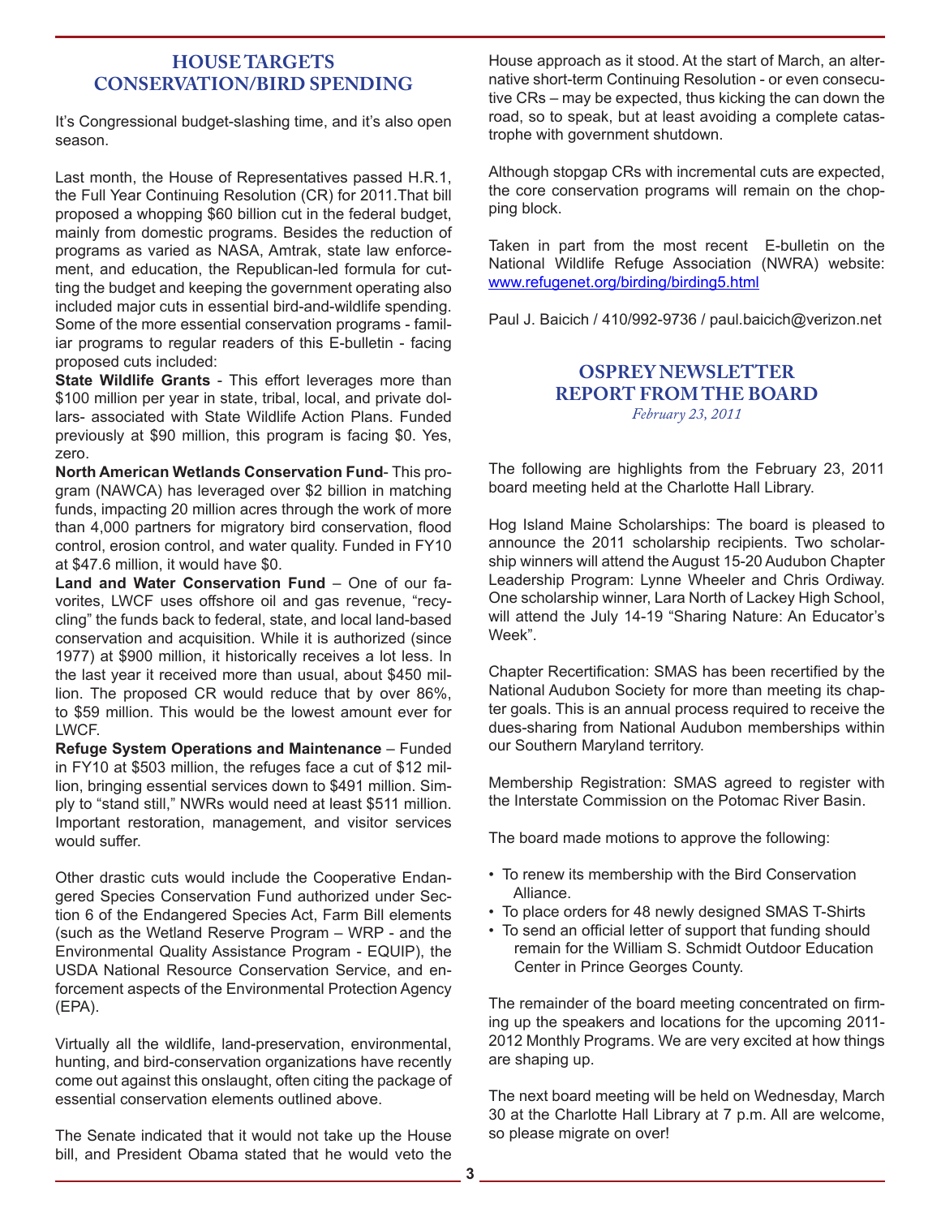## HOUSE TARGETS CONSERVATION/BIRD SPENDING

It's Congressional budget-slashing time, and it's also open season.

Last month, the House of Representatives passed H.R.1, the Full Year Continuing Resolution (CR) for 2011.That bill proposed a whopping $60 billion cut in the federal budget, mainly from domestic programs. Besides the reduction of programs as varied as NASA, Amtrak, state law enforcement, and education, the Republican-led formula for cutting the budget and keeping the government operating also included major cuts in essential bird-and-wildlife spending. Some of the more essential conservation programs - familiar programs to regular readers of this E-bulletin - facing proposed cuts included:

**State Wildlife Grants** - This effort leverages more than $100 million per year in state, tribal, local, and private dollars- associated with State Wildlife Action Plans. Funded previously at $90 million, this program is facing $0. Yes, zero.

**North American Wetlands Conservation Fund**- This program (NAWCA) has leveraged over $2 billion in matching funds, impacting 20 million acres through the work of more than 4,000 partners for migratory bird conservation, flood control, erosion control, and water quality. Funded in FY10 at $47.6 million, it would have $0.

**Land and Water Conservation Fund** – One of our favorites, LWCF uses offshore oil and gas revenue, "recycling" the funds back to federal, state, and local land-based conservation and acquisition. While it is authorized (since 1977) at $900 million, it historically receives a lot less. In the last year it received more than usual, about $450 million. The proposed CR would reduce that by over 86%, to $59 million. This would be the lowest amount ever for LWCF.

**Refuge System Operations and Maintenance** – Funded in FY10 at $503 million, the refuges face a cut of $12 million, bringing essential services down to $491 million. Simply to "stand still," NWRs would need at least $511 million. Important restoration, management, and visitor services would suffer.

Other drastic cuts would include the Cooperative Endangered Species Conservation Fund authorized under Section 6 of the Endangered Species Act, Farm Bill elements (such as the Wetland Reserve Program – WRP - and the Environmental Quality Assistance Program - EQUIP), the USDA National Resource Conservation Service, and enforcement aspects of the Environmental Protection Agency (EPA).

Virtually all the wildlife, land-preservation, environmental, hunting, and bird-conservation organizations have recently come out against this onslaught, often citing the package of essential conservation elements outlined above.

The Senate indicated that it would not take up the House bill, and President Obama stated that he would veto the House approach as it stood. At the start of March, an alternative short-term Continuing Resolution - or even consecutive CRs – may be expected, thus kicking the can down the road, so to speak, but at least avoiding a complete catastrophe with government shutdown.

Although stopgap CRs with incremental cuts are expected, the core conservation programs will remain on the chopping block.

Taken in part from the most recent E-bulletin on the National Wildlife Refuge Association (NWRA) website: www.refugenet.org/birding/birding5.html

Paul J. Baicich / 410/992-9736 / paul.baicich@verizon.net

## OSPREY NEWSLETTER REPORT FROM THE BOARD

*February 23, 2011*

The following are highlights from the February 23, 2011 board meeting held at the Charlotte Hall Library.

Hog Island Maine Scholarships: The board is pleased to announce the 2011 scholarship recipients. Two scholarship winners will attend the August 15-20 Audubon Chapter Leadership Program: Lynne Wheeler and Chris Ordiway. One scholarship winner, Lara North of Lackey High School, will attend the July 14-19 "Sharing Nature: An Educator's Week".

Chapter Recertification: SMAS has been recertified by the National Audubon Society for more than meeting its chapter goals. This is an annual process required to receive the dues-sharing from National Audubon memberships within our Southern Maryland territory.

Membership Registration: SMAS agreed to register with the Interstate Commission on the Potomac River Basin.

The board made motions to approve the following:

- To renew its membership with the Bird Conservation Alliance.
- To place orders for 48 newly designed SMAS T-Shirts
- To send an official letter of support that funding should remain for the William S. Schmidt Outdoor Education Center in Prince Georges County.

The remainder of the board meeting concentrated on firming up the speakers and locations for the upcoming 2011-2012 Monthly Programs. We are very excited at how things are shaping up.

The next board meeting will be held on Wednesday, March 30 at the Charlotte Hall Library at 7 p.m. All are welcome, so please migrate on over!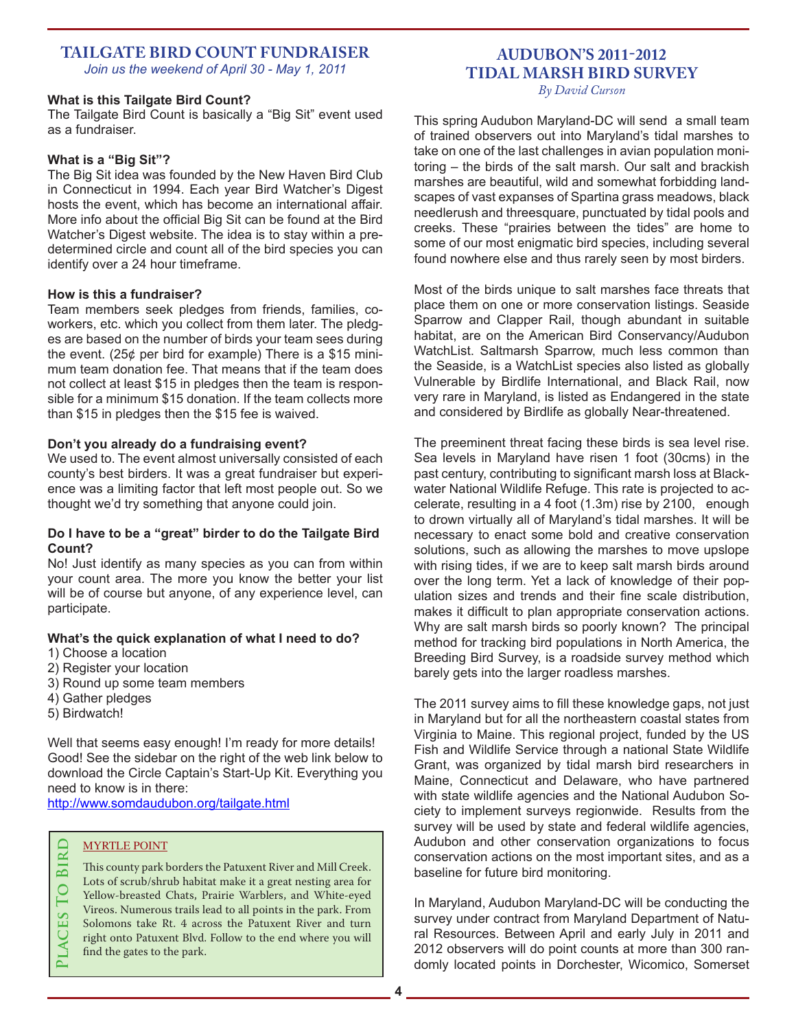## TAILGATE BIRD COUNT FUNDRAISER

*Join us the weekend of April 30 - May 1, 2011*

**What is this Tailgate Bird Count?**
The Tailgate Bird Count is basically a "Big Sit" event used as a fundraiser.

**What is a "Big Sit"?**
The Big Sit idea was founded by the New Haven Bird Club in Connecticut in 1994. Each year Bird Watcher's Digest hosts the event, which has become an international affair. More info about the official Big Sit can be found at the Bird Watcher's Digest website. The idea is to stay within a predetermined circle and count all of the bird species you can identify over a 24 hour timeframe.

**How is this a fundraiser?**
Team members seek pledges from friends, families, coworkers, etc. which you collect from them later. The pledges are based on the number of birds your team sees during the event. (25¢ per bird for example) There is a $15 minimum team donation fee. That means that if the team does not collect at least $15 in pledges then the team is responsible for a minimum $15 donation. If the team collects more than $15 in pledges then the $15 fee is waived.

**Don't you already do a fundraising event?**
We used to. The event almost universally consisted of each county's best birders. It was a great fundraiser but experience was a limiting factor that left most people out. So we thought we'd try something that anyone could join.

**Do I have to be a "great" birder to do the Tailgate Bird Count?**
No! Just identify as many species as you can from within your count area. The more you know the better your list will be of course but anyone, of any experience level, can participate.

**What's the quick explanation of what I need to do?**
1) Choose a location
2) Register your location
3) Round up some team members
4) Gather pledges
5) Birdwatch!

Well that seems easy enough! I'm ready for more details! Good! See the sidebar on the right of the web link below to download the Circle Captain's Start-Up Kit. Everything you need to know is in there:
http://www.somdaudubon.org/tailgate.html

### PLACES TO BIRD

**MYRTLE POINT**

This county park borders the Patuxent River and Mill Creek. Lots of scrub/shrub habitat make it a great nesting area for Yellow-breasted Chats, Prairie Warblers, and White-eyed Vireos. Numerous trails lead to all points in the park. From Solomons take Rt. 4 across the Patuxent River and turn right onto Patuxent Blvd. Follow to the end where you will find the gates to the park.

## AUDUBON'S 2011-2012 TIDAL MARSH BIRD SURVEY

*By David Curson*

This spring Audubon Maryland-DC will send a small team of trained observers out into Maryland's tidal marshes to take on one of the last challenges in avian population monitoring – the birds of the salt marsh. Our salt and brackish marshes are beautiful, wild and somewhat forbidding landscapes of vast expanses of Spartina grass meadows, black needlerush and threesquare, punctuated by tidal pools and creeks. These "prairies between the tides" are home to some of our most enigmatic bird species, including several found nowhere else and thus rarely seen by most birders.

Most of the birds unique to salt marshes face threats that place them on one or more conservation listings. Seaside Sparrow and Clapper Rail, though abundant in suitable habitat, are on the American Bird Conservancy/Audubon WatchList. Saltmarsh Sparrow, much less common than the Seaside, is a WatchList species also listed as globally Vulnerable by Birdlife International, and Black Rail, now very rare in Maryland, is listed as Endangered in the state and considered by Birdlife as globally Near-threatened.

The preeminent threat facing these birds is sea level rise. Sea levels in Maryland have risen 1 foot (30cms) in the past century, contributing to significant marsh loss at Blackwater National Wildlife Refuge. This rate is projected to accelerate, resulting in a 4 foot (1.3m) rise by 2100, enough to drown virtually all of Maryland's tidal marshes. It will be necessary to enact some bold and creative conservation solutions, such as allowing the marshes to move upslope with rising tides, if we are to keep salt marsh birds around over the long term. Yet a lack of knowledge of their population sizes and trends and their fine scale distribution, makes it difficult to plan appropriate conservation actions. Why are salt marsh birds so poorly known? The principal method for tracking bird populations in North America, the Breeding Bird Survey, is a roadside survey method which barely gets into the larger roadless marshes.

The 2011 survey aims to fill these knowledge gaps, not just in Maryland but for all the northeastern coastal states from Virginia to Maine. This regional project, funded by the US Fish and Wildlife Service through a national State Wildlife Grant, was organized by tidal marsh bird researchers in Maine, Connecticut and Delaware, who have partnered with state wildlife agencies and the National Audubon Society to implement surveys regionwide. Results from the survey will be used by state and federal wildlife agencies, Audubon and other conservation organizations to focus conservation actions on the most important sites, and as a baseline for future bird monitoring.

In Maryland, Audubon Maryland-DC will be conducting the survey under contract from Maryland Department of Natural Resources. Between April and early July in 2011 and 2012 observers will do point counts at more than 300 randomly located points in Dorchester, Wicomico, Somerset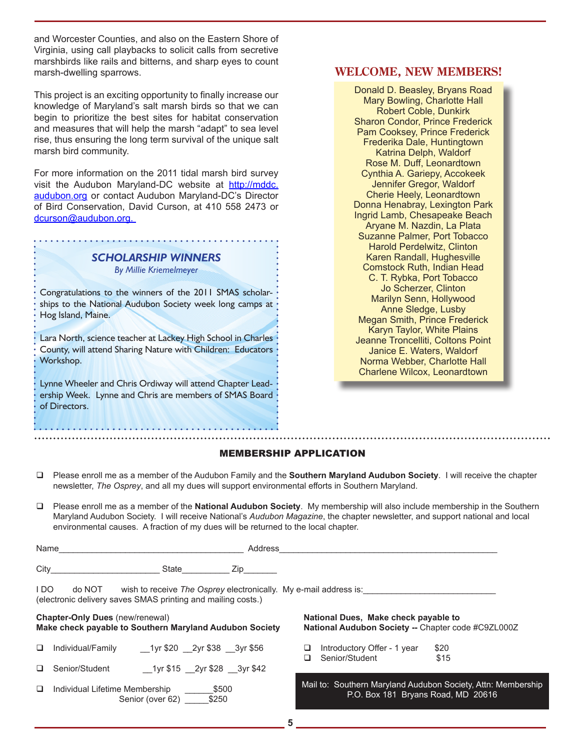and Worcester Counties, and also on the Eastern Shore of Virginia, using call playbacks to solicit calls from secretive marshbirds like rails and bitterns, and sharp eyes to count marsh-dwelling sparrows.

This project is an exciting opportunity to finally increase our knowledge of Maryland's salt marsh birds so that we can begin to prioritize the best sites for habitat conservation and measures that will help the marsh "adapt" to sea level rise, thus ensuring the long term survival of the unique salt marsh bird community.

For more information on the 2011 tidal marsh bird survey visit the Audubon Maryland-DC website at http://mddc.audubon.org or contact Audubon Maryland-DC's Director of Bird Conservation, David Curson, at 410 558 2473 or dcurson@audubon.org.

## *SCHOLARSHIP WINNERS*

*By Millie Kriemelmeyer*

Congratulations to the winners of the 2011 SMAS scholarships to the National Audubon Society week long camps at Hog Island, Maine.

Lara North, science teacher at Lackey High School in Charles County, will attend Sharing Nature with Children: Educators Workshop.

Lynne Wheeler and Chris Ordiway will attend Chapter Leadership Week. Lynne and Chris are members of SMAS Board of Directors.

## WELCOME, NEW MEMBERS!

Donald D. Beasley, Bryans Road
Mary Bowling, Charlotte Hall
Robert Coble, Dunkirk
Sharon Condor, Prince Frederick
Pam Cooksey, Prince Frederick
Frederika Dale, Huntingtown
Katrina Delph, Waldorf
Rose M. Duff, Leonardtown
Cynthia A. Gariepy, Accokeek
Jennifer Gregor, Waldorf
Cherie Heely, Leonardtown
Donna Henabray, Lexington Park
Ingrid Lamb, Chesapeake Beach
Aryane M. Nazdin, La Plata
Suzanne Palmer, Port Tobacco
Harold Perdelwitz, Clinton
Karen Randall, Hughesville
Comstock Ruth, Indian Head
C. T. Rybka, Port Tobacco
Jo Scherzer, Clinton
Marilyn Senn, Hollywood
Anne Sledge, Lusby
Megan Smith, Prince Frederick
Karyn Taylor, White Plains
Jeanne Troncelliti, Coltons Point
Janice E. Waters, Waldorf
Norma Webber, Charlotte Hall
Charlene Wilcox, Leonardtown

## MEMBERSHIP APPLICATION

❑ Please enroll me as a member of the Audubon Family and the **Southern Maryland Audubon Society**. I will receive the chapter newsletter, *The Osprey*, and all my dues will support environmental efforts in Southern Maryland.

❑ Please enroll me as a member of the **National Audubon Society**. My membership will also include membership in the Southern Maryland Audubon Society. I will receive National's *Audubon Magazine*, the chapter newsletter, and support national and local environmental causes. A fraction of my dues will be returned to the local chapter.

Name_______________________________________ Address_______________________________________________

City______________________ State__________ Zip_______

I DO do NOT wish to receive *The Osprey* electronically. My e-mail address is:____________________________
(electronic delivery saves SMAS printing and mailing costs.)

**Chapter-Only Dues** (new/renewal)
**Make check payable to Southern Maryland Audubon Society**

❑ Individual/Family __1yr $20 __2yr $38 __3yr $56

❑ Senior/Student __1yr $15 __2yr $28 __3yr $42

❑ Individual Lifetime Membership ______$500
Senior (over 62) _____$250

**National Dues, Make check payable to**
**National Audubon Society --** Chapter code #C9ZL000Z

❑ Introductory Offer - 1 year $20
❑ Senior/Student $15

Mail to: Southern Maryland Audubon Society, Attn: Membership
P.O. Box 181 Bryans Road, MD 20616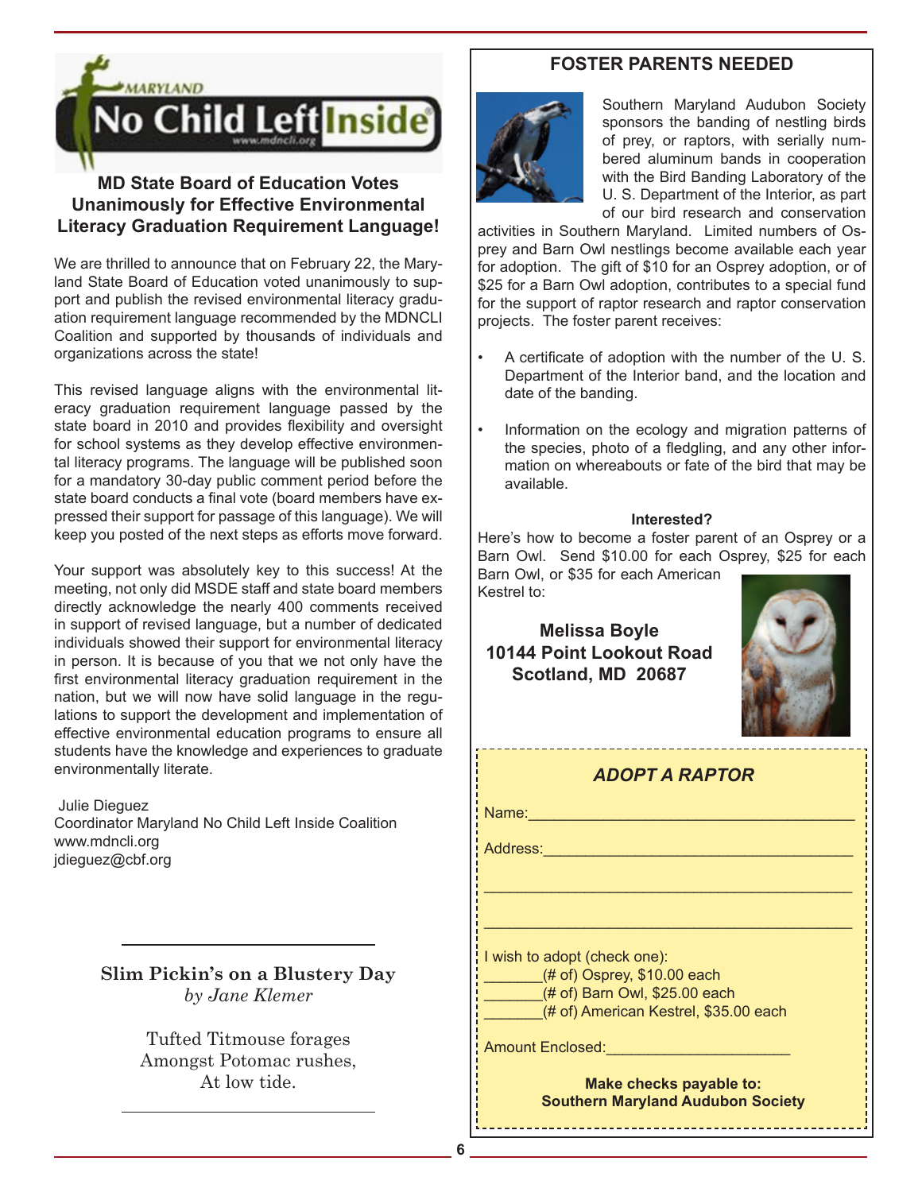## MD State Board of Education Votes Unanimously for Effective Environmental Literacy Graduation Requirement Language!

We are thrilled to announce that on February 22, the Maryland State Board of Education voted unanimously to support and publish the revised environmental literacy graduation requirement language recommended by the MDNCLI Coalition and supported by thousands of individuals and organizations across the state!

This revised language aligns with the environmental literacy graduation requirement language passed by the state board in 2010 and provides flexibility and oversight for school systems as they develop effective environmental literacy programs. The language will be published soon for a mandatory 30-day public comment period before the state board conducts a final vote (board members have expressed their support for passage of this language). We will keep you posted of the next steps as efforts move forward.

Your support was absolutely key to this success! At the meeting, not only did MSDE staff and state board members directly acknowledge the nearly 400 comments received in support of revised language, but a number of dedicated individuals showed their support for environmental literacy in person. It is because of you that we not only have the first environmental literacy graduation requirement in the nation, but we will now have solid language in the regulations to support the development and implementation of effective environmental education programs to ensure all students have the knowledge and experiences to graduate environmentally literate.

Julie Dieguez
Coordinator Maryland No Child Left Inside Coalition
www.mdncli.org
jdieguez@cbf.org

---

**Slim Pickin's on a Blustery Day**
*by Jane Klemer*

Tufted Titmouse forages
Amongst Potomac rushes,
At low tide.

---

## FOSTER PARENTS NEEDED

Southern Maryland Audubon Society sponsors the banding of nestling birds of prey, or raptors, with serially numbered aluminum bands in cooperation with the Bird Banding Laboratory of the U. S. Department of the Interior, as part of our bird research and conservation activities in Southern Maryland. Limited numbers of Osprey and Barn Owl nestlings become available each year for adoption. The gift of $10 for an Osprey adoption, or of $25 for a Barn Owl adoption, contributes to a special fund for the support of raptor research and raptor conservation projects. The foster parent receives:

- A certificate of adoption with the number of the U. S. Department of the Interior band, and the location and date of the banding.
- Information on the ecology and migration patterns of the species, photo of a fledgling, and any other information on whereabouts or fate of the bird that may be available.

**Interested?**

Here's how to become a foster parent of an Osprey or a Barn Owl. Send $10.00 for each Osprey, $25 for each Barn Owl, or $35 for each American Kestrel to:

**Melissa Boyle**
**10144 Point Lookout Road**
**Scotland, MD 20687**

### *ADOPT A RAPTOR*

Name:________________________________________

Address:______________________________________

______________________________________________

______________________________________________

I wish to adopt (check one):
_______(# of) Osprey, $10.00 each
_______(# of) Barn Owl, $25.00 each
_______(# of) American Kestrel, $35.00 each

Amount Enclosed:_____________________

**Make checks payable to:**
**Southern Maryland Audubon Society**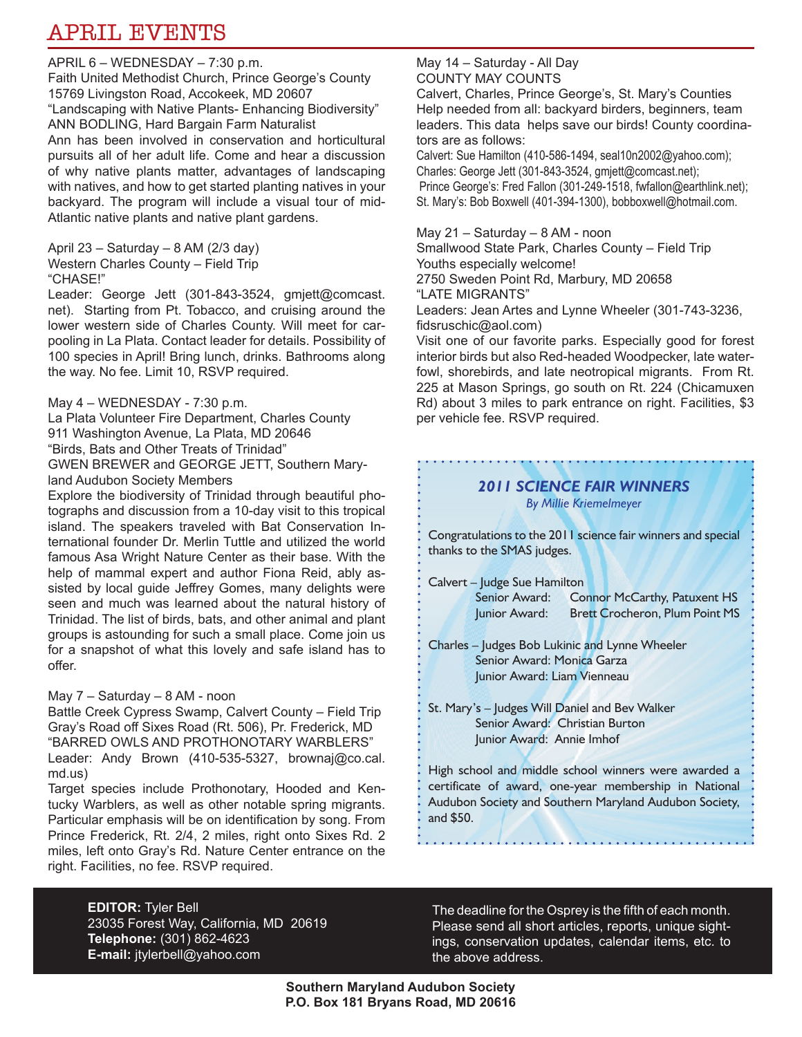# APRIL EVENTS

APRIL 6 – WEDNESDAY – 7:30 p.m.
Faith United Methodist Church, Prince George's County
15769 Livingston Road, Accokeek, MD 20607
"Landscaping with Native Plants- Enhancing Biodiversity"
ANN BODLING, Hard Bargain Farm Naturalist
Ann has been involved in conservation and horticultural pursuits all of her adult life. Come and hear a discussion of why native plants matter, advantages of landscaping with natives, and how to get started planting natives in your backyard. The program will include a visual tour of mid-Atlantic native plants and native plant gardens.

April 23 – Saturday – 8 AM (2/3 day)
Western Charles County – Field Trip
"CHASE!"
Leader: George Jett (301-843-3524, gmjett@comcast.net). Starting from Pt. Tobacco, and cruising around the lower western side of Charles County. Will meet for carpooling in La Plata. Contact leader for details. Possibility of 100 species in April! Bring lunch, drinks. Bathrooms along the way. No fee. Limit 10, RSVP required.

May 4 – WEDNESDAY - 7:30 p.m.
La Plata Volunteer Fire Department, Charles County
911 Washington Avenue, La Plata, MD 20646
"Birds, Bats and Other Treats of Trinidad"
GWEN BREWER and GEORGE JETT, Southern Maryland Audubon Society Members
Explore the biodiversity of Trinidad through beautiful photographs and discussion from a 10-day visit to this tropical island. The speakers traveled with Bat Conservation International founder Dr. Merlin Tuttle and utilized the world famous Asa Wright Nature Center as their base. With the help of mammal expert and author Fiona Reid, ably assisted by local guide Jeffrey Gomes, many delights were seen and much was learned about the natural history of Trinidad. The list of birds, bats, and other animal and plant groups is astounding for such a small place. Come join us for a snapshot of what this lovely and safe island has to offer.

May 7 – Saturday – 8 AM - noon
Battle Creek Cypress Swamp, Calvert County – Field Trip
Gray's Road off Sixes Road (Rt. 506), Pr. Frederick, MD
"BARRED OWLS AND PROTHONOTARY WARBLERS"
Leader: Andy Brown (410-535-5327, brownaj@co.cal.md.us)
Target species include Prothonotary, Hooded and Kentucky Warblers, as well as other notable spring migrants. Particular emphasis will be on identification by song. From Prince Frederick, Rt. 2/4, 2 miles, right onto Sixes Rd. 2 miles, left onto Gray's Rd. Nature Center entrance on the right. Facilities, no fee. RSVP required.

May 14 – Saturday - All Day
COUNTY MAY COUNTS
Calvert, Charles, Prince George's, St. Mary's Counties
Help needed from all: backyard birders, beginners, team leaders. This data helps save our birds! County coordinators are as follows:
Calvert: Sue Hamilton (410-586-1494, seal10n2002@yahoo.com);
Charles: George Jett (301-843-3524, gmjett@comcast.net);
Prince George's: Fred Fallon (301-249-1518, fwfallon@earthlink.net);
St. Mary's: Bob Boxwell (401-394-1300), bobboxwell@hotmail.com.

May 21 – Saturday – 8 AM - noon
Smallwood State Park, Charles County – Field Trip
Youths especially welcome!
2750 Sweden Point Rd, Marbury, MD 20658
"LATE MIGRANTS"
Leaders: Jean Artes and Lynne Wheeler (301-743-3236, fidsruschic@aol.com)
Visit one of our favorite parks. Especially good for forest interior birds but also Red-headed Woodpecker, late waterfowl, shorebirds, and late neotropical migrants. From Rt. 225 at Mason Springs, go south on Rt. 224 (Chicamuxen Rd) about 3 miles to park entrance on right. Facilities, $3 per vehicle fee. RSVP required.

## *2011 SCIENCE FAIR WINNERS*

*By Millie Kriemelmeyer*

Congratulations to the 2011 science fair winners and special thanks to the SMAS judges.

Calvert – Judge Sue Hamilton
Senior Award: Connor McCarthy, Patuxent HS
Junior Award: Brett Crocheron, Plum Point MS

Charles – Judges Bob Lukinic and Lynne Wheeler
Senior Award: Monica Garza
Junior Award: Liam Vienneau

St. Mary's – Judges Will Daniel and Bev Walker
Senior Award: Christian Burton
Junior Award: Annie Imhof

High school and middle school winners were awarded a certificate of award, one-year membership in National Audubon Society and Southern Maryland Audubon Society, and $50.

**EDITOR:** Tyler Bell
23035 Forest Way, California, MD 20619
**Telephone:** (301) 862-4623
**E-mail:** jtylerbell@yahoo.com

The deadline for the Osprey is the fifth of each month. Please send all short articles, reports, unique sightings, conservation updates, calendar items, etc. to the above address.

**Southern Maryland Audubon Society**
**P.O. Box 181 Bryans Road, MD 20616**